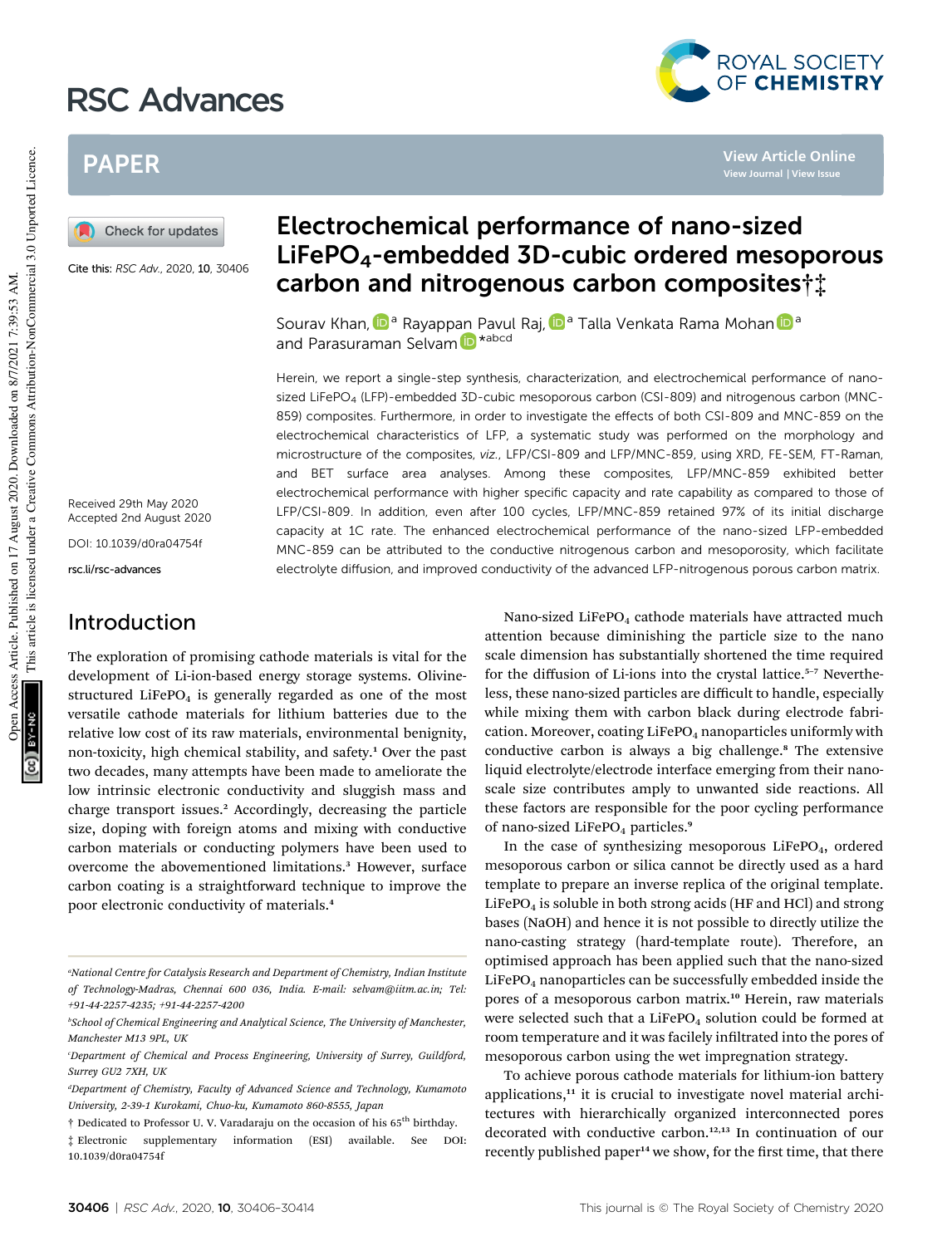# Electrochemical performance of nano-sized $LiFePO_4$-embedded 3D-cubic ordered mesoporous carbon and nitrogenous carbon composites†‡

Sourav Khan,[a] Rayappan Pavul Raj,[a] Talla Venkata Rama Mohan[a] and Parasuraman Selvam*[abcd]

Cite this: *RSC Adv.*, 2020, **10**, 30406

Received 29th May 2020
Accepted 2nd August 2020

DOI: 10.1039/d0ra04754f

rsc.li/rsc-advances

Herein, we report a single-step synthesis, characterization, and electrochemical performance of nano-sized $LiFePO_4$ (LFP)-embedded 3D-cubic mesoporous carbon (CSI-809) and nitrogenous carbon (MNC-859) composites. Furthermore, in order to investigate the effects of both CSI-809 and MNC-859 on the electrochemical characteristics of LFP, a systematic study was performed on the morphology and microstructure of the composites, *viz.*, LFP/CSI-809 and LFP/MNC-859, using XRD, FE-SEM, FT-Raman, and BET surface area analyses. Among these composites, LFP/MNC-859 exhibited better electrochemical performance with higher specific capacity and rate capability as compared to those of LFP/CSI-809. In addition, even after 100 cycles, LFP/MNC-859 retained 97% of its initial discharge capacity at 1C rate. The enhanced electrochemical performance of the nano-sized LFP-embedded MNC-859 can be attributed to the conductive nitrogenous carbon and mesoporosity, which facilitate electrolyte diffusion, and improved conductivity of the advanced LFP-nitrogenous porous carbon matrix.

## Introduction

The exploration of promising cathode materials is vital for the development of Li-ion-based energy storage systems. Olivine-structured $LiFePO_4$ is generally regarded as one of the most versatile cathode materials for lithium batteries due to the relative low cost of its raw materials, environmental benignity, non-toxicity, high chemical stability, and safety.[1] Over the past two decades, many attempts have been made to ameliorate the low intrinsic electronic conductivity and sluggish mass and charge transport issues.[2] Accordingly, decreasing the particle size, doping with foreign atoms and mixing with conductive carbon materials or conducting polymers have been used to overcome the abovementioned limitations.[3] However, surface carbon coating is a straightforward technique to improve the poor electronic conductivity of materials.[4]

Nano-sized $LiFePO_4$ cathode materials have attracted much attention because diminishing the particle size to the nano scale dimension has substantially shortened the time required for the diffusion of Li-ions into the crystal lattice.[5–7] Nevertheless, these nano-sized particles are difficult to handle, especially while mixing them with carbon black during electrode fabrication. Moreover, coating $LiFePO_4$ nanoparticles uniformly with conductive carbon is always a big challenge.[8] The extensive liquid electrolyte/electrode interface emerging from their nanoscale size contributes amply to unwanted side reactions. All these factors are responsible for the poor cycling performance of nano-sized $LiFePO_4$ particles.[9]

In the case of synthesizing mesoporous $LiFePO_4$, ordered mesoporous carbon or silica cannot be directly used as a hard template to prepare an inverse replica of the original template. $LiFePO_4$ is soluble in both strong acids (HF and HCl) and strong bases (NaOH) and hence it is not possible to directly utilize the nano-casting strategy (hard-template route). Therefore, an optimised approach has been applied such that the nano-sized $LiFePO_4$ nanoparticles can be successfully embedded inside the pores of a mesoporous carbon matrix.[10] Herein, raw materials were selected such that a $LiFePO_4$ solution could be formed at room temperature and it was facilely infiltrated into the pores of mesoporous carbon using the wet impregnation strategy.

To achieve porous cathode materials for lithium-ion battery applications,[11] it is crucial to investigate novel material architectures with hierarchically organized interconnected pores decorated with conductive carbon.[12,13] In continuation of our recently published paper[14] we show, for the first time, that there

---

[a] National Centre for Catalysis Research and Department of Chemistry, Indian Institute of Technology-Madras, Chennai 600 036, India. E-mail: selvam@iitm.ac.in; Tel: +91-44-2257-4235; +91-44-2257-4200

[b] School of Chemical Engineering and Analytical Science, The University of Manchester, Manchester M13 9PL, UK

[c] Department of Chemical and Process Engineering, University of Surrey, Guildford, Surrey GU2 7XH, UK

[d] Department of Chemistry, Faculty of Advanced Science and Technology, Kumamoto University, 2-39-1 Kurokami, Chuo-ku, Kumamoto 860-8555, Japan

† Dedicated to Professor U. V. Varadaraju on the occasion of his 65th birthday.

‡ Electronic supplementary information (ESI) available. See DOI: 10.1039/d0ra04754f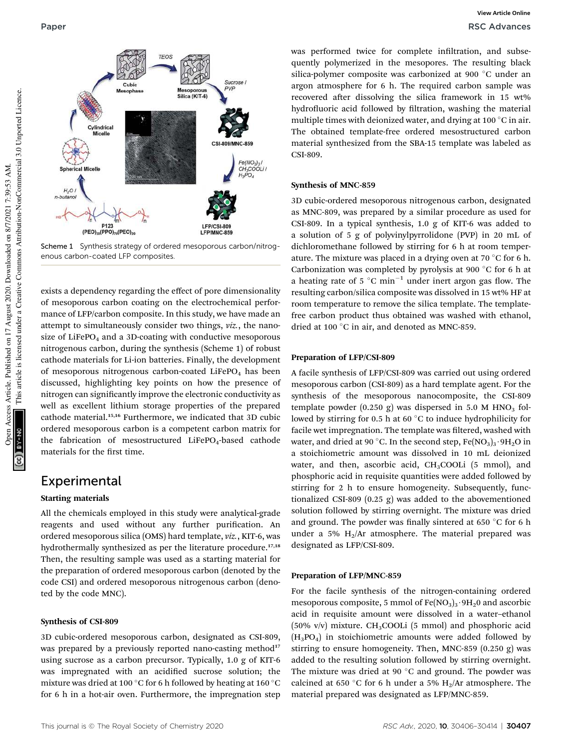Scheme 1 Synthesis strategy of ordered mesoporous carbon/nitrogenous carbon-coated LFP composites.

exists a dependency regarding the effect of pore dimensionality of mesoporous carbon coating on the electrochemical performance of LFP/carbon composite. In this study, we have made an attempt to simultaneously consider two things, *viz.*, the nanosize of $LiFePO_4$ and a 3D-coating with conductive mesoporous nitrogenous carbon, during the synthesis (Scheme 1) of robust cathode materials for Li-ion batteries. Finally, the development of mesoporous nitrogenous carbon-coated $LiFePO_4$ has been discussed, highlighting key points on how the presence of nitrogen can significantly improve the electronic conductivity as well as excellent lithium storage properties of the prepared cathode material.[15,16] Furthermore, we indicated that 3D cubic ordered mesoporous carbon is a competent carbon matrix for the fabrication of mesostructured $LiFePO_4$-based cathode materials for the first time.

## Experimental

### Starting materials

All the chemicals employed in this study were analytical-grade reagents and used without any further purification. An ordered mesoporous silica (OMS) hard template, *viz.*, KIT-6, was hydrothermally synthesized as per the literature procedure.[17,18] Then, the resulting sample was used as a starting material for the preparation of ordered mesoporous carbon (denoted by the code CSI) and ordered mesoporous nitrogenous carbon (denoted by the code MNC).

### Synthesis of CSI-809

3D cubic-ordered mesoporous carbon, designated as CSI-809, was prepared by a previously reported nano-casting method[17] using sucrose as a carbon precursor. Typically, 1.0 g of KIT-6 was impregnated with an acidified sucrose solution; the mixture was dried at 100 °C for 6 h followed by heating at 160 °C for 6 h in a hot-air oven. Furthermore, the impregnation step was performed twice for complete infiltration, and subsequently polymerized in the mesopores. The resulting black silica-polymer composite was carbonized at 900 °C under an argon atmosphere for 6 h. The required carbon sample was recovered after dissolving the silica framework in 15 wt% hydrofluoric acid followed by filtration, washing the material multiple times with deionized water, and drying at 100 °C in air. The obtained template-free ordered mesostructured carbon material synthesized from the SBA-15 template was labeled as CSI-809.

### Synthesis of MNC-859

3D cubic-ordered mesoporous nitrogenous carbon, designated as MNC-809, was prepared by a similar procedure as used for CSI-809. In a typical synthesis, 1.0 g of KIT-6 was added to a solution of 5 g of polyvinylpyrrolidone (PVP) in 20 mL of dichloromethane followed by stirring for 6 h at room temperature. The mixture was placed in a drying oven at 70 °C for 6 h. Carbonization was completed by pyrolysis at 900 °C for 6 h at a heating rate of 5 °C $min^{-1}$ under inert argon gas flow. The resulting carbon/silica composite was dissolved in 15 wt% HF at room temperature to remove the silica template. The template-free carbon product thus obtained was washed with ethanol, dried at 100 °C in air, and denoted as MNC-859.

### Preparation of LFP/CSI-809

A facile synthesis of LFP/CSI-809 was carried out using ordered mesoporous carbon (CSI-809) as a hard template agent. For the synthesis of the mesoporous nanocomposite, the CSI-809 template powder (0.250 g) was dispersed in 5.0 M $HNO_3$ followed by stirring for 0.5 h at 60 °C to induce hydrophilicity for facile wet impregnation. The template was filtered, washed with water, and dried at 90 °C. In the second step, $Fe(NO_3)_3 \cdot 9H_2O$ in a stoichiometric amount was dissolved in 10 mL deionized water, and then, ascorbic acid, $CH_3COOLi$ (5 mmol), and phosphoric acid in requisite quantities were added followed by stirring for 2 h to ensure homogeneity. Subsequently, functionalized CSI-809 (0.25 g) was added to the abovementioned solution followed by stirring overnight. The mixture was dried and ground. The powder was finally sintered at 650 °C for 6 h under a 5% $H_2$/Ar atmosphere. The material prepared was designated as LFP/CSI-809.

### Preparation of LFP/MNC-859

For the facile synthesis of the nitrogen-containing ordered mesoporous composite, 5 mmol of $Fe(NO_3)_3 \cdot 9H_20$ and ascorbic acid in requisite amount were dissolved in a water–ethanol (50% v/v) mixture. $CH_3COOLi$ (5 mmol) and phosphoric acid ($H_3PO_4$) in stoichiometric amounts were added followed by stirring to ensure homogeneity. Then, MNC-859 (0.250 g) was added to the resulting solution followed by stirring overnight. The mixture was dried at 90 °C and ground. The powder was calcined at 650 °C for 6 h under a 5% $H_2$/Ar atmosphere. The material prepared was designated as LFP/MNC-859.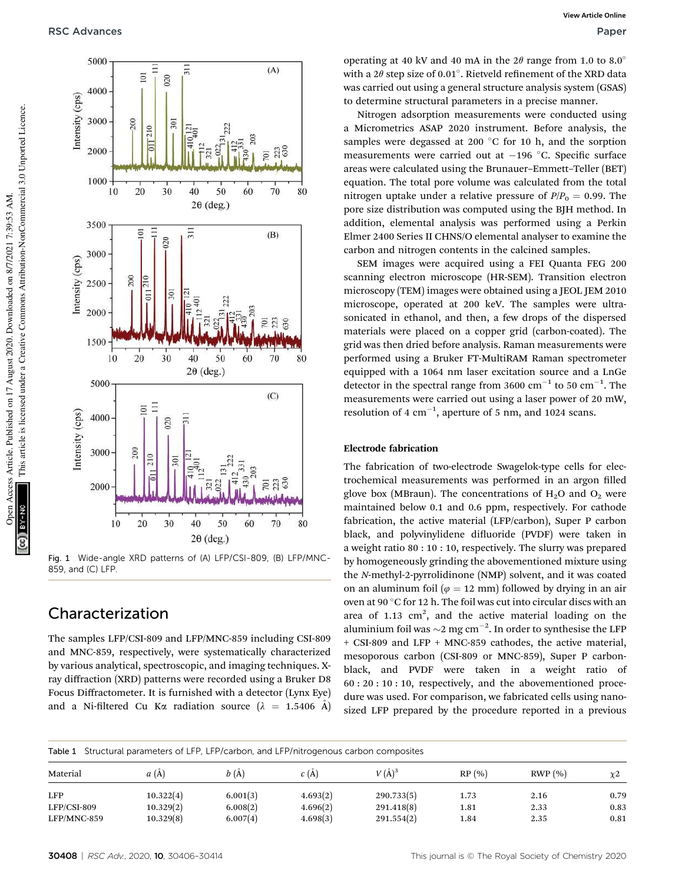Fig. 1 Wide-angle XRD patterns of (A) LFP/CSI-809, (B) LFP/MNC-859, and (C) LFP.

## Characterization

The samples LFP/CSI-809 and LFP/MNC-859 including CSI-809 and MNC-859, respectively, were systematically characterized by various analytical, spectroscopic, and imaging techniques. X-ray diffraction (XRD) patterns were recorded using a Bruker D8 Focus Diffractometer. It is furnished with a detector (Lynx Eye) and a Ni-filtered Cu Kα radiation source ($\lambda$ = 1.5406 Å) operating at 40 kV and 40 mA in the 2$\theta$ range from 1.0 to 8.0° with a 2$\theta$ step size of 0.01°. Rietveld refinement of the XRD data was carried out using a general structure analysis system (GSAS) to determine structural parameters in a precise manner.

Nitrogen adsorption measurements were conducted using a Micrometrics ASAP 2020 instrument. Before analysis, the samples were degassed at 200 °C for 10 h, and the sorption measurements were carried out at −196 °C. Specific surface areas were calculated using the Brunauer–Emmett–Teller (BET) equation. The total pore volume was calculated from the total nitrogen uptake under a relative pressure of $P/P_0$ = 0.99. The pore size distribution was computed using the BJH method. In addition, elemental analysis was performed using a Perkin Elmer 2400 Series II CHNS/O elemental analyser to examine the carbon and nitrogen contents in the calcined samples.

SEM images were acquired using a FEI Quanta FEG 200 scanning electron microscope (HR-SEM). Transition electron microscopy (TEM) images were obtained using a JEOL JEM 2010 microscope, operated at 200 keV. The samples were ultrasonicated in ethanol, and then, a few drops of the dispersed materials were placed on a copper grid (carbon-coated). The grid was then dried before analysis. Raman measurements were performed using a Bruker FT-MultiRAM Raman spectrometer equipped with a 1064 nm laser excitation source and a LnGe detector in the spectral range from 3600 cm$^{-1}$ to 50 cm$^{-1}$. The measurements were carried out using a laser power of 20 mW, resolution of 4 cm$^{-1}$, aperture of 5 nm, and 1024 scans.

### Electrode fabrication

The fabrication of two-electrode Swagelok-type cells for electrochemical measurements was performed in an argon filled glove box (MBraun). The concentrations of $H_2O$ and $O_2$ were maintained below 0.1 and 0.6 ppm, respectively. For cathode fabrication, the active material (LFP/carbon), Super P carbon black, and polyvinylidene difluoride (PVDF) were taken in a weight ratio 80 : 10 : 10, respectively. The slurry was prepared by homogeneously grinding the abovementioned mixture using the *N*-methyl-2-pyrrolidinone (NMP) solvent, and it was coated on an aluminum foil ($\varphi$ = 12 mm) followed by drying in an air oven at 90 °C for 12 h. The foil was cut into circular discs with an area of 1.13 cm$^2$, and the active material loading on the aluminium foil was ~2 mg cm$^{-2}$. In order to synthesise the LFP + CSI-809 and LFP + MNC-859 cathodes, the active material, mesoporous carbon (CSI-809 or MNC-859), Super P carbon-black, and PVDF were taken in a weight ratio of 60 : 20 : 10 : 10, respectively, and the abovementioned procedure was used. For comparison, we fabricated cells using nanosized LFP prepared by the procedure reported in a previous

Table 1 Structural parameters of LFP, LFP/carbon, and LFP/nitrogenous carbon composites

| Material | $a$ (Å) | $b$ (Å) | $c$ (Å) | $V$ (Å)$^3$ | RP (%) | RWP (%) | χ2 |
|---|---|---|---|---|---|---|---|
| LFP | 10.322(4) | 6.001(3) | 4.693(2) | 290.733(5) | 1.73 | 2.16 | 0.79 |
| LFP/CSI-809 | 10.329(2) | 6.008(2) | 4.696(2) | 291.418(8) | 1.81 | 2.33 | 0.83 |
| LFP/MNC-859 | 10.329(8) | 6.007(4) | 4.698(3) | 291.554(2) | 1.84 | 2.35 | 0.81 |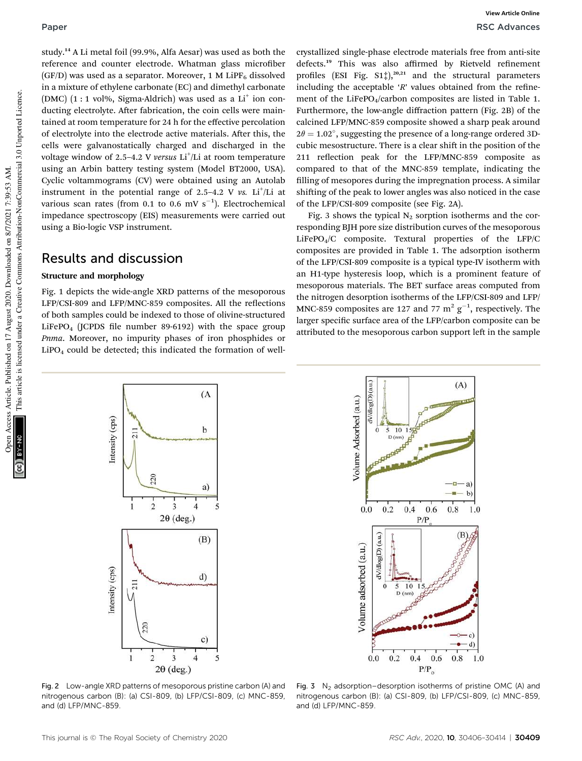study.[14] A Li metal foil (99.9%, Alfa Aesar) was used as both the reference and counter electrode. Whatman glass microfiber (GF/D) was used as a separator. Moreover, 1 M $LiPF_6$ dissolved in a mixture of ethylene carbonate (EC) and dimethyl carbonate (DMC) (1 : 1 vol%, Sigma-Aldrich) was used as a $Li^+$ ion conducting electrolyte. After fabrication, the coin cells were maintained at room temperature for 24 h for the effective percolation of electrolyte into the electrode active materials. After this, the cells were galvanostatically charged and discharged in the voltage window of 2.5–4.2 V *versus* $Li^+$/Li at room temperature using an Arbin battery testing system (Model BT2000, USA). Cyclic voltammograms (CV) were obtained using an Autolab instrument in the potential range of 2.5–4.2 V *vs.* $Li^+$/Li at various scan rates (from 0.1 to 0.6 mV $s^{-1}$). Electrochemical impedance spectroscopy (EIS) measurements were carried out using a Bio-logic VSP instrument.

## Results and discussion

### Structure and morphology

Fig. 1 depicts the wide-angle XRD patterns of the mesoporous LFP/CSI-809 and LFP/MNC-859 composites. All the reflections of both samples could be indexed to those of olivine-structured $LiFePO_4$ (JCPDS file number 89-6192) with the space group *Pnma*. Moreover, no impurity phases of iron phosphides or $LiPO_4$ could be detected; this indicated the formation of well-crystallized single-phase electrode materials free from anti-site defects.[19] This was also affirmed by Rietveld refinement profiles (ESI Fig. S1‡),[20,21] and the structural parameters including the acceptable '*R*' values obtained from the refinement of the $LiFePO_4$/carbon composites are listed in Table 1. Furthermore, the low-angle diffraction pattern (Fig. 2B) of the calcined LFP/MNC-859 composite showed a sharp peak around $2\theta = 1.02°$, suggesting the presence of a long-range ordered 3D-cubic mesostructure. There is a clear shift in the position of the 211 reflection peak for the LFP/MNC-859 composite as compared to that of the MNC-859 template, indicating the filling of mesopores during the impregnation process. A similar shifting of the peak to lower angles was also noticed in the case of the LFP/CSI-809 composite (see Fig. 2A).

Fig. 3 shows the typical $N_2$ sorption isotherms and the corresponding BJH pore size distribution curves of the mesoporous $LiFePO_4$/C composite. Textural properties of the LFP/C composites are provided in Table 1. The adsorption isotherm of the LFP/CSI-809 composite is a typical type-IV isotherm with an H1-type hysteresis loop, which is a prominent feature of mesoporous materials. The BET surface areas computed from the nitrogen desorption isotherms of the LFP/CSI-809 and LFP/MNC-859 composites are 127 and 77 $m^2$ $g^{-1}$, respectively. The larger specific surface area of the LFP/carbon composite can be attributed to the mesoporous carbon support left in the sample

Fig. 2 Low-angle XRD patterns of mesoporous pristine carbon (A) and nitrogenous carbon (B): (a) CSI-809, (b) LFP/CSI-809, (c) MNC-859, and (d) LFP/MNC-859.

Fig. 3 $N_2$ adsorption–desorption isotherms of pristine OMC (A) and nitrogenous carbon (B): (a) CSI-809, (b) LFP/CSI-809, (c) MNC-859, and (d) LFP/MNC-859.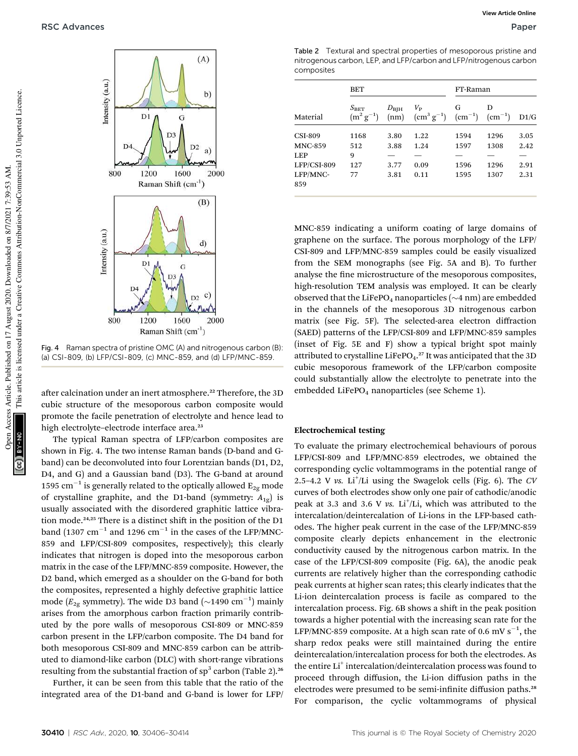Fig. 4 Raman spectra of pristine OMC (A) and nitrogenous carbon (B): (a) CSI-809, (b) LFP/CSI-809, (c) MNC-859, and (d) LFP/MNC-859.

after calcination under an inert atmosphere.[22] Therefore, the 3D cubic structure of the mesoporous carbon composite would promote the facile penetration of electrolyte and hence lead to high electrolyte–electrode interface area.[23]

The typical Raman spectra of LFP/carbon composites are shown in Fig. 4. The two intense Raman bands (D-band and G-band) can be deconvoluted into four Lorentzian bands (D1, D2, D4, and G) and a Gaussian band (D3). The G-band at around 1595 $cm^{-1}$ is generally related to the optically allowed $E_{2g}$ mode of crystalline graphite, and the D1-band (symmetry: $A_{1g}$) is usually associated with the disordered graphitic lattice vibration mode.[24,25] There is a distinct shift in the position of the D1 band (1307 $cm^{-1}$ and 1296 $cm^{-1}$ in the cases of the LFP/MNC-859 and LFP/CSI-809 composites, respectively); this clearly indicates that nitrogen is doped into the mesoporous carbon matrix in the case of the LFP/MNC-859 composite. However, the D2 band, which emerged as a shoulder on the G-band for both the composites, represented a highly defective graphitic lattice mode ($E_{2g}$ symmetry). The wide D3 band (~1490 $cm^{-1}$) mainly arises from the amorphous carbon fraction primarily contributed by the pore walls of mesoporous CSI-809 or MNC-859 carbon present in the LFP/carbon composite. The D4 band for both mesoporous CSI-809 and MNC-859 carbon can be attributed to diamond-like carbon (DLC) with short-range vibrations resulting from the substantial fraction of $sp^3$ carbon (Table 2).[26]

Further, it can be seen from this table that the ratio of the integrated area of the D1-band and G-band is lower for LFP/MNC-859 indicating a uniform coating of large domains of graphene on the surface. The porous morphology of the LFP/CSI-809 and LFP/MNC-859 samples could be easily visualized from the SEM monographs (see Fig. 5A and B). To further analyse the fine microstructure of the mesoporous composites, high-resolution TEM analysis was employed. It can be clearly observed that the $LiFePO_4$ nanoparticles (~4 nm) are embedded in the channels of the mesoporous 3D nitrogenous carbon matrix (see Fig. 5F). The selected-area electron diffraction (SAED) patterns of the LFP/CSI-809 and LFP/MNC-859 samples (inset of Fig. 5E and F) show a typical bright spot mainly attributed to crystalline $LiFePO_4$.[27] It was anticipated that the 3D cubic mesoporous framework of the LFP/carbon composite could substantially allow the electrolyte to penetrate into the embedded $LiFePO_4$ nanoparticles (see Scheme 1).

Table 2 Textural and spectral properties of mesoporous pristine and nitrogenous carbon, LEP, and LFP/carbon and LFP/nitrogenous carbon composites

| | BET | | | FT-Raman | | |
|---|---|---|---|---|---|---|
| Material | $S_{BET}$ ($m^2$ $g^{-1}$) | $D_{BJH}$ (nm) | $V_P$ ($cm^3$ $g^{-1}$) | G ($cm^{-1}$) | D ($cm^{-1}$) | D1/G |
| CSI-809 | 1168 | 3.80 | 1.22 | 1594 | 1296 | 3.05 |
| MNC-859 | 512 | 3.88 | 1.24 | 1597 | 1308 | 2.42 |
| LEP | 9 | — | — | — | — | — |
| LFP/CSI-809 | 127 | 3.77 | 0.09 | 1596 | 1296 | 2.91 |
| LFP/MNC-859 | 77 | 3.81 | 0.11 | 1595 | 1307 | 2.31 |

### Electrochemical testing

To evaluate the primary electrochemical behaviours of porous LFP/CSI-809 and LFP/MNC-859 electrodes, we obtained the corresponding cyclic voltammograms in the potential range of 2.5–4.2 V *vs.* $Li^+$/Li using the Swagelok cells (Fig. 6). The *CV* curves of both electrodes show only one pair of cathodic/anodic peak at 3.3 and 3.6 V *vs.* $Li^+$/Li, which was attributed to the intercalation/deintercalation of Li-ions in the LFP-based cathodes. The higher peak current in the case of the LFP/MNC-859 composite clearly depicts enhancement in the electronic conductivity caused by the nitrogenous carbon matrix. In the case of the LFP/CSI-809 composite (Fig. 6A), the anodic peak currents are relatively higher than the corresponding cathodic peak currents at higher scan rates; this clearly indicates that the Li-ion deintercalation process is facile as compared to the intercalation process. Fig. 6B shows a shift in the peak position towards a higher potential with the increasing scan rate for the LFP/MNC-859 composite. At a high scan rate of 0.6 mV $s^{-1}$, the sharp redox peaks were still maintained during the entire deintercalation/intercalation process for both the electrodes. As the entire $Li^+$ intercalation/deintercalation process was found to proceed through diffusion, the Li-ion diffusion paths in the electrodes were presumed to be semi-infinite diffusion paths.[28] For comparison, the cyclic voltammograms of physical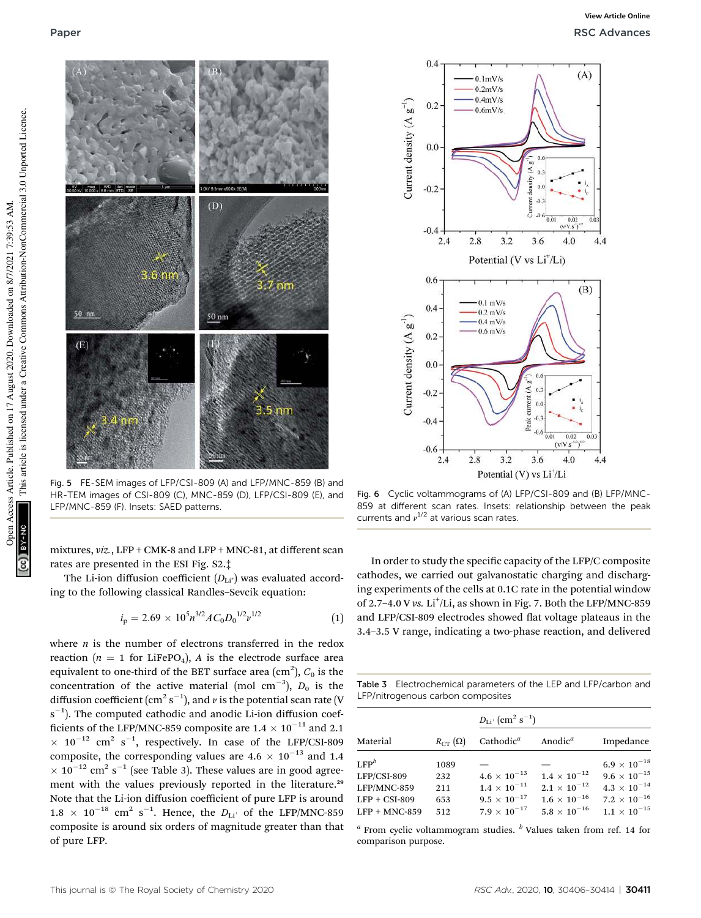Fig. 5 FE-SEM images of LFP/CSI-809 (A) and LFP/MNC-859 (B) and HR-TEM images of CSI-809 (C), MNC-859 (D), LFP/CSI-809 (E), and LFP/MNC-859 (F). Insets: SAED patterns.

Fig. 6 Cyclic voltammograms of (A) LFP/CSI-809 and (B) LFP/MNC-859 at different scan rates. Insets: relationship between the peak currents and $\nu^{1/2}$ at various scan rates.

mixtures, *viz.*, LFP + CMK-8 and LFP + MNC-81, at different scan rates are presented in the ESI Fig. S2.‡

The Li-ion diffusion coefficient ($D_{Li^+}$) was evaluated according to the following classical Randles–Sevcik equation:

$$i_p = 2.69 \times 10^5 n^{3/2} A C_0 D_0^{1/2} \nu^{1/2} \tag{1}$$

where $n$ is the number of electrons transferred in the redox reaction ($n = 1$ for $LiFePO_4$), $A$ is the electrode surface area equivalent to one-third of the BET surface area ($cm^2$), $C_0$ is the concentration of the active material (mol $cm^{-3}$), $D_0$ is the diffusion coefficient ($cm^2$ $s^{-1}$), and $\nu$ is the potential scan rate (V $s^{-1}$). The computed cathodic and anodic Li-ion diffusion coefficients of the LFP/MNC-859 composite are $1.4 \times 10^{-11}$ and $2.1 \times 10^{-12}$ $cm^2$ $s^{-1}$, respectively. In case of the LFP/CSI-809 composite, the corresponding values are $4.6 \times 10^{-13}$ and $1.4 \times 10^{-12}$ $cm^2$ $s^{-1}$ (see Table 3). These values are in good agreement with the values previously reported in the literature.[29] Note that the Li-ion diffusion coefficient of pure LFP is around $1.8 \times 10^{-18}$ $cm^2$ $s^{-1}$. Hence, the $D_{Li^+}$ of the LFP/MNC-859 composite is around six orders of magnitude greater than that of pure LFP.

In order to study the specific capacity of the LFP/C composite cathodes, we carried out galvanostatic charging and discharging experiments of the cells at 0.1C rate in the potential window of 2.7–4.0 V *vs.* $Li^+$/Li, as shown in Fig. 7. Both the LFP/MNC-859 and LFP/CSI-809 electrodes showed flat voltage plateaus in the 3.4–3.5 V range, indicating a two-phase reaction, and delivered

Table 3 Electrochemical parameters of the LEP and LFP/carbon and LFP/nitrogenous carbon composites

| | | $D_{Li^+}$ ($cm^2$ $s^{-1}$) | | |
|---|---|---|---|---|
| Material | $R_{CT}$ (Ω) | Cathodic[a] | Anodic[a] | Impedance |
| LFP[b] | 1089 | — | — | $6.9 \times 10^{-18}$ |
| LFP/CSI-809 | 232 | $4.6 \times 10^{-13}$ | $1.4 \times 10^{-12}$ | $9.6 \times 10^{-15}$ |
| LFP/MNC-859 | 211 | $1.4 \times 10^{-11}$ | $2.1 \times 10^{-12}$ | $4.3 \times 10^{-14}$ |
| LFP + CSI-809 | 653 | $9.5 \times 10^{-17}$ | $1.6 \times 10^{-16}$ | $7.2 \times 10^{-16}$ |
| LFP + MNC-859 | 512 | $7.9 \times 10^{-17}$ | $5.8 \times 10^{-16}$ | $1.1 \times 10^{-15}$ |

[a] From cyclic voltammogram studies. [b] Values taken from ref. 14 for comparison purpose.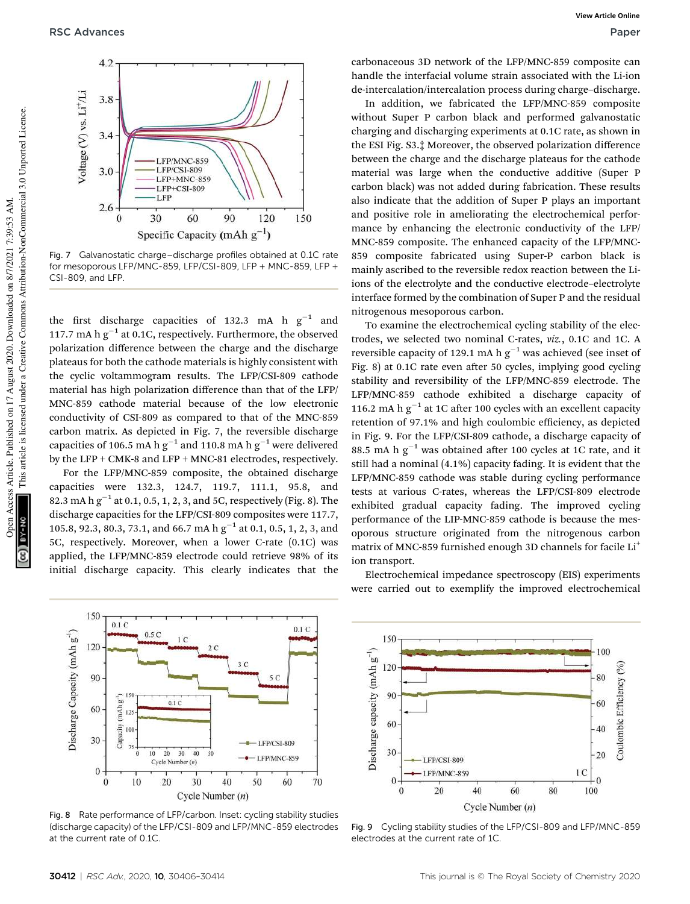Fig. 7 Galvanostatic charge–discharge profiles obtained at 0.1C rate for mesoporous LFP/MNC-859, LFP/CSI-809, LFP + MNC-859, LFP + CSI-809, and LFP.

the first discharge capacities of 132.3 mA h $g^{-1}$ and 117.7 mA h $g^{-1}$ at 0.1C, respectively. Furthermore, the observed polarization difference between the charge and the discharge plateaus for both the cathode materials is highly consistent with the cyclic voltammogram results. The LFP/CSI-809 cathode material has high polarization difference than that of the LFP/MNC-859 cathode material because of the low electronic conductivity of CSI-809 as compared to that of the MNC-859 carbon matrix. As depicted in Fig. 7, the reversible discharge capacities of 106.5 mA h $g^{-1}$ and 110.8 mA h $g^{-1}$ were delivered by the LFP + CMK-8 and LFP + MNC-81 electrodes, respectively.

For the LFP/MNC-859 composite, the obtained discharge capacities were 132.3, 124.7, 119.7, 111.1, 95.8, and 82.3 mA h $g^{-1}$ at 0.1, 0.5, 1, 2, 3, and 5C, respectively (Fig. 8). The discharge capacities for the LFP/CSI-809 composites were 117.7, 105.8, 92.3, 80.3, 73.1, and 66.7 mA h $g^{-1}$ at 0.1, 0.5, 1, 2, 3, and 5C, respectively. Moreover, when a lower C-rate (0.1C) was applied, the LFP/MNC-859 electrode could retrieve 98% of its initial discharge capacity. This clearly indicates that the carbonaceous 3D network of the LFP/MNC-859 composite can handle the interfacial volume strain associated with the Li-ion de-intercalation/intercalation process during charge–discharge.

In addition, we fabricated the LFP/MNC-859 composite without Super P carbon black and performed galvanostatic charging and discharging experiments at 0.1C rate, as shown in the ESI Fig. S3.‡ Moreover, the observed polarization difference between the charge and the discharge plateaus for the cathode material was large when the conductive additive (Super P carbon black) was not added during fabrication. These results also indicate that the addition of Super P plays an important and positive role in ameliorating the electrochemical performance by enhancing the electronic conductivity of the LFP/MNC-859 composite. The enhanced capacity of the LFP/MNC-859 composite fabricated using Super-P carbon black is mainly ascribed to the reversible redox reaction between the Li-ions of the electrolyte and the conductive electrode–electrolyte interface formed by the combination of Super P and the residual nitrogenous mesoporous carbon.

To examine the electrochemical cycling stability of the electrodes, we selected two nominal C-rates, *viz.*, 0.1C and 1C. A reversible capacity of 129.1 mA h $g^{-1}$ was achieved (see inset of Fig. 8) at 0.1C rate even after 50 cycles, implying good cycling stability and reversibility of the LFP/MNC-859 electrode. The LFP/MNC-859 cathode exhibited a discharge capacity of 116.2 mA h $g^{-1}$ at 1C after 100 cycles with an excellent capacity retention of 97.1% and high coulombic efficiency, as depicted in Fig. 9. For the LFP/CSI-809 cathode, a discharge capacity of 88.5 mA h $g^{-1}$ was obtained after 100 cycles at 1C rate, and it still had a nominal (4.1%) capacity fading. It is evident that the LFP/MNC-859 cathode was stable during cycling performance tests at various C-rates, whereas the LFP/CSI-809 electrode exhibited gradual capacity fading. The improved cycling performance of the LIP-MNC-859 cathode is because the mesoporous structure originated from the nitrogenous carbon matrix of MNC-859 furnished enough 3D channels for facile $Li^+$ ion transport.

Electrochemical impedance spectroscopy (EIS) experiments were carried out to exemplify the improved electrochemical

Fig. 8 Rate performance of LFP/carbon. Inset: cycling stability studies (discharge capacity) of the LFP/CSI-809 and LFP/MNC-859 electrodes at the current rate of 0.1C.

Fig. 9 Cycling stability studies of the LFP/CSI-809 and LFP/MNC-859 electrodes at the current rate of 1C.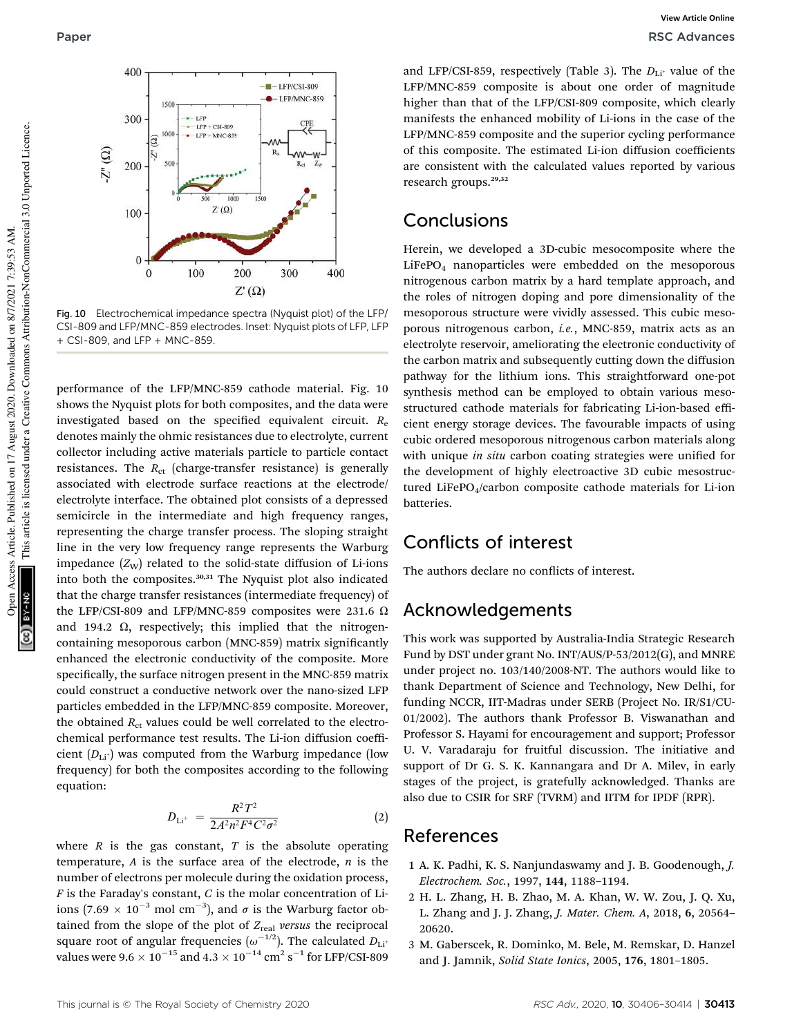Fig. 10 Electrochemical impedance spectra (Nyquist plot) of the LFP/CSI-809 and LFP/MNC-859 electrodes. Inset: Nyquist plots of LFP, LFP + CSI-809, and LFP + MNC-859.

performance of the LFP/MNC-859 cathode material. Fig. 10 shows the Nyquist plots for both composites, and the data were investigated based on the specified equivalent circuit. $R_e$ denotes mainly the ohmic resistances due to electrolyte, current collector including active materials particle to particle contact resistances. The $R_{ct}$ (charge-transfer resistance) is generally associated with electrode surface reactions at the electrode/electrolyte interface. The obtained plot consists of a depressed semicircle in the intermediate and high frequency ranges, representing the charge transfer process. The sloping straight line in the very low frequency range represents the Warburg impedance ($Z_W$) related to the solid-state diffusion of Li-ions into both the composites.[30,31] The Nyquist plot also indicated that the charge transfer resistances (intermediate frequency) of the LFP/CSI-809 and LFP/MNC-859 composites were 231.6 Ω and 194.2 Ω, respectively; this implied that the nitrogen-containing mesoporous carbon (MNC-859) matrix significantly enhanced the electronic conductivity of the composite. More specifically, the surface nitrogen present in the MNC-859 matrix could construct a conductive network over the nano-sized LFP particles embedded in the LFP/MNC-859 composite. Moreover, the obtained $R_{ct}$ values could be well correlated to the electrochemical performance test results. The Li-ion diffusion coefficient ($D_{Li^+}$) was computed from the Warburg impedance (low frequency) for both the composites according to the following equation:

$$D_{Li^+} = \frac{R^2T^2}{2A^2n^2F^4C^2\sigma^2} \quad (2)$$

where $R$ is the gas constant, $T$ is the absolute operating temperature, $A$ is the surface area of the electrode, $n$ is the number of electrons per molecule during the oxidation process, $F$ is the Faraday's constant, $C$ is the molar concentration of Li-ions ($7.69 \times 10^{-3}$ mol cm$^{-3}$), and $\sigma$ is the Warburg factor obtained from the slope of the plot of $Z_{real}$ *versus* the reciprocal square root of angular frequencies ($\omega^{-1/2}$). The calculated $D_{Li^+}$ values were $9.6 \times 10^{-15}$ and $4.3 \times 10^{-14}$ cm$^2$ s$^{-1}$ for LFP/CSI-809 and LFP/CSI-859, respectively (Table 3). The $D_{Li^+}$ value of the LFP/MNC-859 composite is about one order of magnitude higher than that of the LFP/CSI-809 composite, which clearly manifests the enhanced mobility of Li-ions in the case of the LFP/MNC-859 composite and the superior cycling performance of this composite. The estimated Li-ion diffusion coefficients are consistent with the calculated values reported by various research groups.[29,32]

## Conclusions

Herein, we developed a 3D-cubic mesocomposite where the $LiFePO_4$ nanoparticles were embedded on the mesoporous nitrogenous carbon matrix by a hard template approach, and the roles of nitrogen doping and pore dimensionality of the mesoporous structure were vividly assessed. This cubic mesoporous nitrogenous carbon, *i.e.*, MNC-859, matrix acts as an electrolyte reservoir, ameliorating the electronic conductivity of the carbon matrix and subsequently cutting down the diffusion pathway for the lithium ions. This straightforward one-pot synthesis method can be employed to obtain various mesostructured cathode materials for fabricating Li-ion-based efficient energy storage devices. The favourable impacts of using cubic ordered mesoporous nitrogenous carbon materials along with unique *in situ* carbon coating strategies were unified for the development of highly electroactive 3D cubic mesostructured $LiFePO_4$/carbon composite cathode materials for Li-ion batteries.

## Conflicts of interest

The authors declare no conflicts of interest.

## Acknowledgements

This work was supported by Australia-India Strategic Research Fund by DST under grant No. INT/AUS/P-53/2012(G), and MNRE under project no. 103/140/2008-NT. The authors would like to thank Department of Science and Technology, New Delhi, for funding NCCR, IIT-Madras under SERB (Project No. IR/S1/CU-01/2002). The authors thank Professor B. Viswanathan and Professor S. Hayami for encouragement and support; Professor U. V. Varadaraju for fruitful discussion. The initiative and support of Dr G. S. K. Kannangara and Dr A. Milev, in early stages of the project, is gratefully acknowledged. Thanks are also due to CSIR for SRF (TVRM) and IITM for IPDF (RPR).

## References

1 A. K. Padhi, K. S. Nanjundaswamy and J. B. Goodenough, *J. Electrochem. Soc.*, 1997, **144**, 1188–1194.

2 H. L. Zhang, H. B. Zhao, M. A. Khan, W. W. Zou, J. Q. Xu, L. Zhang and J. J. Zhang, *J. Mater. Chem. A*, 2018, **6**, 20564–20620.

3 M. Gaberscek, R. Dominko, M. Bele, M. Remskar, D. Hanzel and J. Jamnik, *Solid State Ionics*, 2005, **176**, 1801–1805.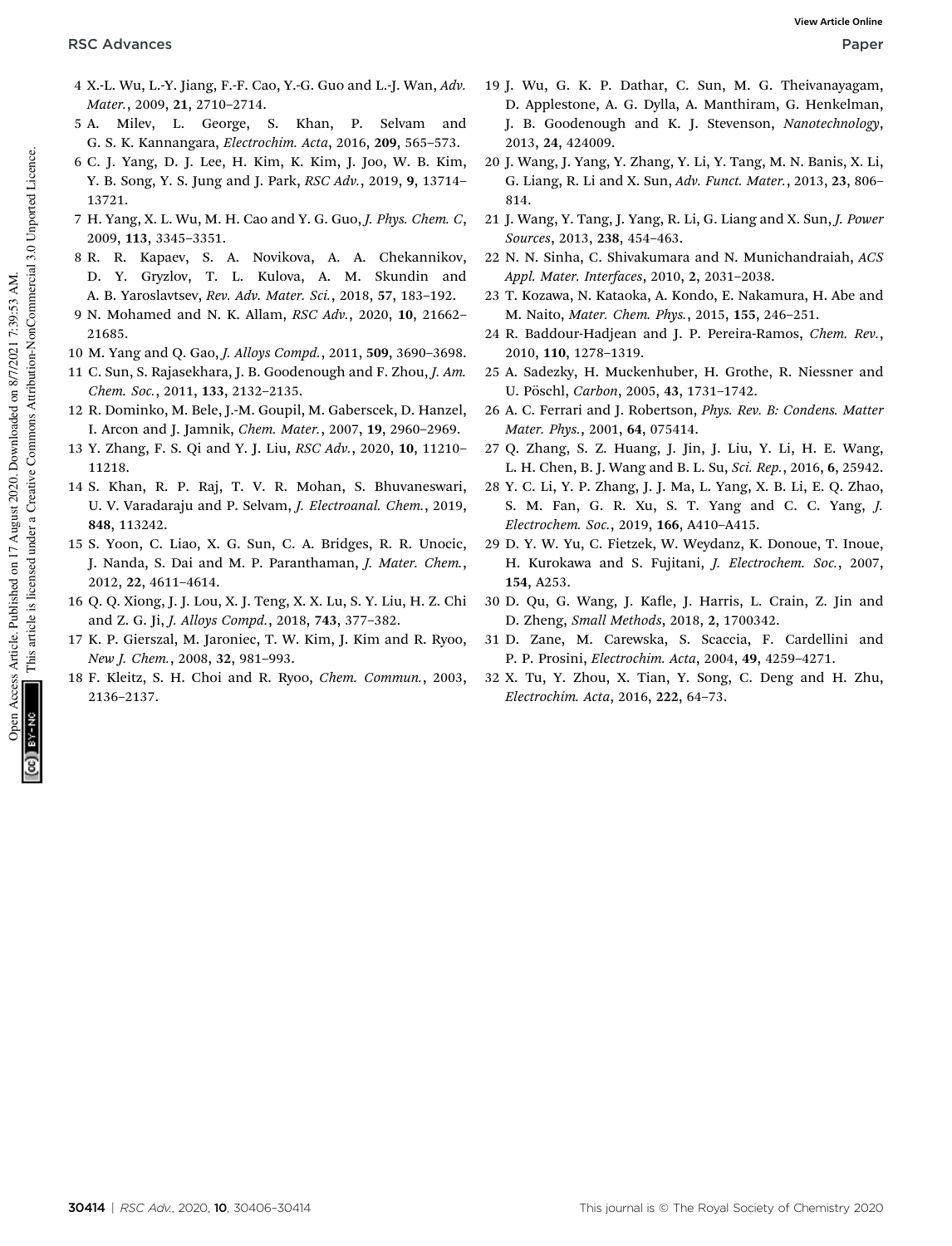4 X.-L. Wu, L.-Y. Jiang, F.-F. Cao, Y.-G. Guo and L.-J. Wan, *Adv. Mater.*, 2009, **21**, 2710–2714.

5 A. Milev, L. George, S. Khan, P. Selvam and G. S. K. Kannangara, *Electrochim. Acta*, 2016, **209**, 565–573.

6 C. J. Yang, D. J. Lee, H. Kim, K. Kim, J. Joo, W. B. Kim, Y. B. Song, Y. S. Jung and J. Park, *RSC Adv.*, 2019, **9**, 13714–13721.

7 H. Yang, X. L. Wu, M. H. Cao and Y. G. Guo, *J. Phys. Chem. C*, 2009, **113**, 3345–3351.

8 R. R. Kapaev, S. A. Novikova, A. A. Chekannikov, D. Y. Gryzlov, T. L. Kulova, A. M. Skundin and A. B. Yaroslavtsev, *Rev. Adv. Mater. Sci.*, 2018, **57**, 183–192.

9 N. Mohamed and N. K. Allam, *RSC Adv.*, 2020, **10**, 21662–21685.

10 M. Yang and Q. Gao, *J. Alloys Compd.*, 2011, **509**, 3690–3698.

11 C. Sun, S. Rajasekhara, J. B. Goodenough and F. Zhou, *J. Am. Chem. Soc.*, 2011, **133**, 2132–2135.

12 R. Dominko, M. Bele, J.-M. Goupil, M. Gaberscek, D. Hanzel, I. Arcon and J. Jamnik, *Chem. Mater.*, 2007, **19**, 2960–2969.

13 Y. Zhang, F. S. Qi and Y. J. Liu, *RSC Adv.*, 2020, **10**, 11210–11218.

14 S. Khan, R. P. Raj, T. V. R. Mohan, S. Bhuvaneswari, U. V. Varadaraju and P. Selvam, *J. Electroanal. Chem.*, 2019, **848**, 113242.

15 S. Yoon, C. Liao, X. G. Sun, C. A. Bridges, R. R. Unocic, J. Nanda, S. Dai and M. P. Paranthaman, *J. Mater. Chem.*, 2012, **22**, 4611–4614.

16 Q. Q. Xiong, J. J. Lou, X. J. Teng, X. X. Lu, S. Y. Liu, H. Z. Chi and Z. G. Ji, *J. Alloys Compd.*, 2018, **743**, 377–382.

17 K. P. Gierszal, M. Jaroniec, T. W. Kim, J. Kim and R. Ryoo, *New J. Chem.*, 2008, **32**, 981–993.

18 F. Kleitz, S. H. Choi and R. Ryoo, *Chem. Commun.*, 2003, 2136–2137.

19 J. Wu, G. K. P. Dathar, C. Sun, M. G. Theivanayagam, D. Applestone, A. G. Dylla, A. Manthiram, G. Henkelman, J. B. Goodenough and K. J. Stevenson, *Nanotechnology*, 2013, **24**, 424009.

20 J. Wang, J. Yang, Y. Zhang, Y. Li, Y. Tang, M. N. Banis, X. Li, G. Liang, R. Li and X. Sun, *Adv. Funct. Mater.*, 2013, **23**, 806–814.

21 J. Wang, Y. Tang, J. Yang, R. Li, G. Liang and X. Sun, *J. Power Sources*, 2013, **238**, 454–463.

22 N. N. Sinha, C. Shivakumara and N. Munichandraiah, *ACS Appl. Mater. Interfaces*, 2010, **2**, 2031–2038.

23 T. Kozawa, N. Kataoka, A. Kondo, E. Nakamura, H. Abe and M. Naito, *Mater. Chem. Phys.*, 2015, **155**, 246–251.

24 R. Baddour-Hadjean and J. P. Pereira-Ramos, *Chem. Rev.*, 2010, **110**, 1278–1319.

25 A. Sadezky, H. Muckenhuber, H. Grothe, R. Niessner and U. Pöschl, *Carbon*, 2005, **43**, 1731–1742.

26 A. C. Ferrari and J. Robertson, *Phys. Rev. B: Condens. Matter Mater. Phys.*, 2001, **64**, 075414.

27 Q. Zhang, S. Z. Huang, J. Jin, J. Liu, Y. Li, H. E. Wang, L. H. Chen, B. J. Wang and B. L. Su, *Sci. Rep.*, 2016, **6**, 25942.

28 Y. C. Li, Y. P. Zhang, J. J. Ma, L. Yang, X. B. Li, E. Q. Zhao, S. M. Fan, G. R. Xu, S. T. Yang and C. C. Yang, *J. Electrochem. Soc.*, 2019, **166**, A410–A415.

29 D. Y. W. Yu, C. Fietzek, W. Weydanz, K. Donoue, T. Inoue, H. Kurokawa and S. Fujitani, *J. Electrochem. Soc.*, 2007, **154**, A253.

30 D. Qu, G. Wang, J. Kafle, J. Harris, L. Crain, Z. Jin and D. Zheng, *Small Methods*, 2018, **2**, 1700342.

31 D. Zane, M. Carewska, S. Scaccia, F. Cardellini and P. P. Prosini, *Electrochim. Acta*, 2004, **49**, 4259–4271.

32 X. Tu, Y. Zhou, X. Tian, Y. Song, C. Deng and H. Zhu, *Electrochim. Acta*, 2016, **222**, 64–73.